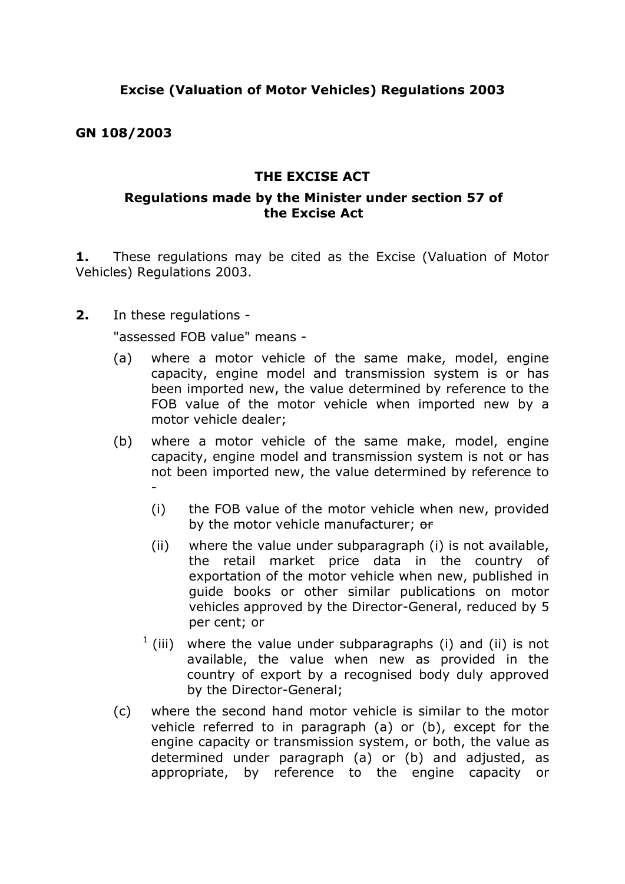**Excise (Valuation of Motor Vehicles) Regulations 2003**

**GN 108/2003**

**THE EXCISE ACT**

**Regulations made by the Minister under section 57 of the Excise Act**

**1.** These regulations may be cited as the Excise (Valuation of Motor Vehicles) Regulations 2003.

**2.** In these regulations -

"assessed FOB value" means -

(a) where a motor vehicle of the same make, model, engine capacity, engine model and transmission system is or has been imported new, the value determined by reference to the FOB value of the motor vehicle when imported new by a motor vehicle dealer;

(b) where a motor vehicle of the same make, model, engine capacity, engine model and transmission system is not or has not been imported new, the value determined by reference to -

(i) the FOB value of the motor vehicle when new, provided by the motor vehicle manufacturer; ~~or~~

(ii) where the value under subparagraph (i) is not available, the retail market price data in the country of exportation of the motor vehicle when new, published in guide books or other similar publications on motor vehicles approved by the Director-General, reduced by 5 per cent; or

[1] (iii) where the value under subparagraphs (i) and (ii) is not available, the value when new as provided in the country of export by a recognised body duly approved by the Director-General;

(c) where the second hand motor vehicle is similar to the motor vehicle referred to in paragraph (a) or (b), except for the engine capacity or transmission system, or both, the value as determined under paragraph (a) or (b) and adjusted, as appropriate, by reference to the engine capacity or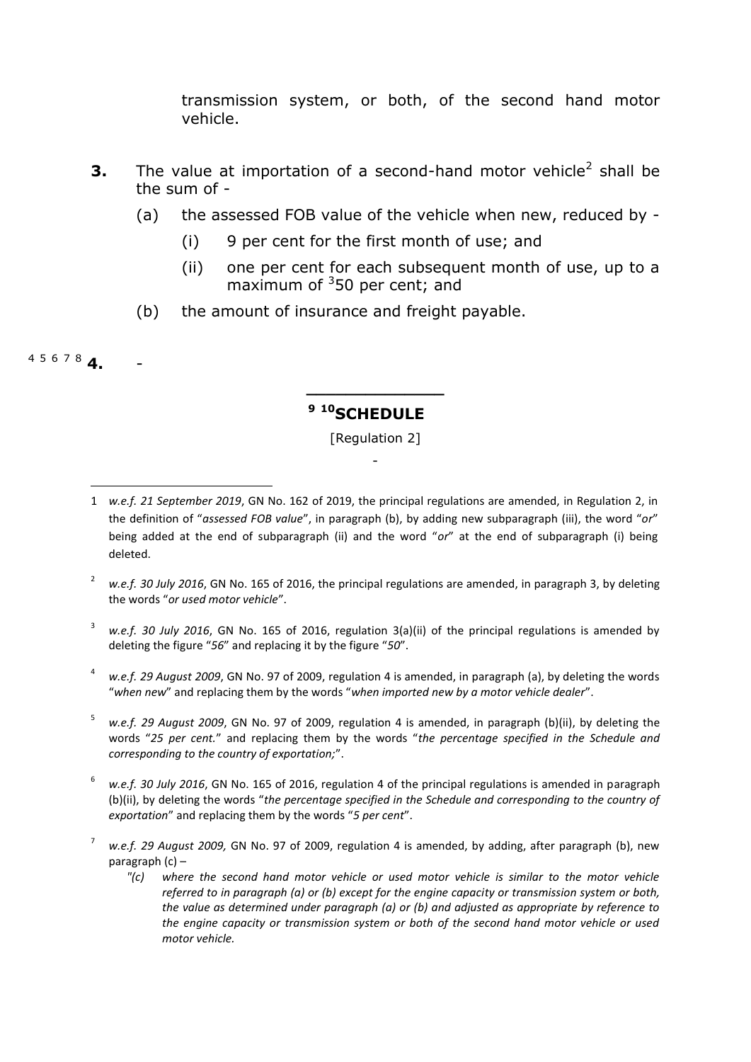transmission system, or both, of the second hand motor vehicle.

**3.** The value at importation of a second-hand motor vehicle[2] shall be the sum of -

(a) the assessed FOB value of the vehicle when new, reduced by -

(i) 9 per cent for the first month of use; and

(ii) one per cent for each subsequent month of use, up to a maximum of [3]50 per cent; and

(b) the amount of insurance and freight payable.

[4] [5] [6] [7] [8] **4.** -

---

## [9] [10]SCHEDULE

[Regulation 2]

-

---

1 *w.e.f. 21 September 2019*, GN No. 162 of 2019, the principal regulations are amended, in Regulation 2, in the definition of "*assessed FOB value*", in paragraph (b), by adding new subparagraph (iii), the word "*or*" being added at the end of subparagraph (ii) and the word "*or*" at the end of subparagraph (i) being deleted.

2 *w.e.f. 30 July 2016*, GN No. 165 of 2016, the principal regulations are amended, in paragraph 3, by deleting the words "*or used motor vehicle*".

3 *w.e.f. 30 July 2016*, GN No. 165 of 2016, regulation 3(a)(ii) of the principal regulations is amended by deleting the figure "*56*" and replacing it by the figure "*50*".

4 *w.e.f. 29 August 2009*, GN No. 97 of 2009, regulation 4 is amended, in paragraph (a), by deleting the words "*when new*" and replacing them by the words "*when imported new by a motor vehicle dealer*".

5 *w.e.f. 29 August 2009*, GN No. 97 of 2009, regulation 4 is amended, in paragraph (b)(ii), by deleting the words "*25 per cent.*" and replacing them by the words "*the percentage specified in the Schedule and corresponding to the country of exportation;*".

6 *w.e.f. 30 July 2016*, GN No. 165 of 2016, regulation 4 of the principal regulations is amended in paragraph (b)(ii), by deleting the words "*the percentage specified in the Schedule and corresponding to the country of exportation*" and replacing them by the words "*5 per cent*".

7 *w.e.f. 29 August 2009,* GN No. 97 of 2009, regulation 4 is amended, by adding, after paragraph (b), new paragraph (c) –

*"(c) where the second hand motor vehicle or used motor vehicle is similar to the motor vehicle referred to in paragraph (a) or (b) except for the engine capacity or transmission system or both, the value as determined under paragraph (a) or (b) and adjusted as appropriate by reference to the engine capacity or transmission system or both of the second hand motor vehicle or used motor vehicle.*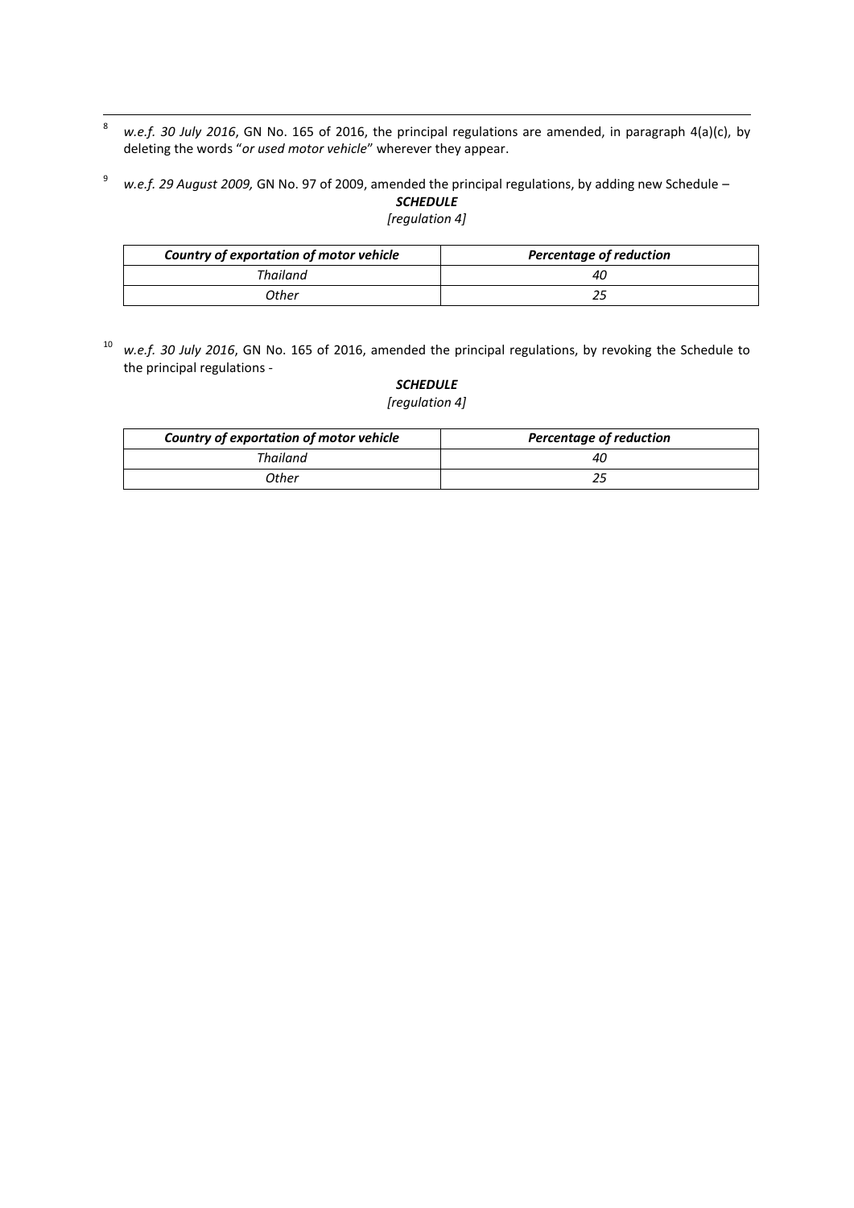[8] *w.e.f. 30 July 2016*, GN No. 165 of 2016, the principal regulations are amended, in paragraph 4(a)(c), by deleting the words "*or used motor vehicle*" wherever they appear.

[9] *w.e.f. 29 August 2009,* GN No. 97 of 2009, amended the principal regulations, by adding new Schedule –

***SCHEDULE***

*[regulation 4]*

| ***Country of exportation of motor vehicle*** | ***Percentage of reduction*** |
|---|---|
| *Thailand* | *40* |
| *Other* | *25* |

[10] *w.e.f. 30 July 2016*, GN No. 165 of 2016, amended the principal regulations, by revoking the Schedule to the principal regulations -

***SCHEDULE***

*[regulation 4]*

| ***Country of exportation of motor vehicle*** | ***Percentage of reduction*** |
|---|---|
| *Thailand* | *40* |
| *Other* | *25* |